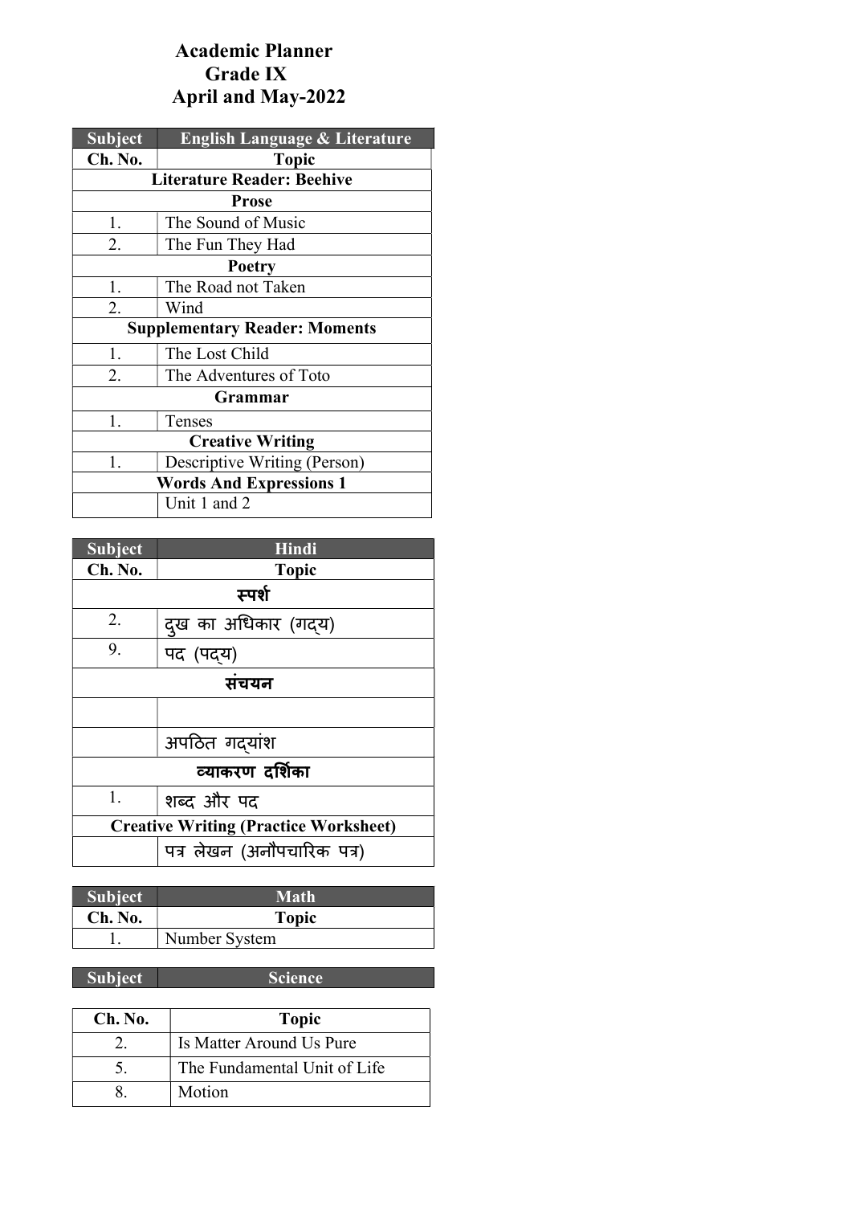# Academic Planner
## Grade IX
## April and May-2022

| Subject | English Language & Literature |
|---|---|
| **Ch. No.** | **Topic** |
| **Literature Reader: Beehive** | |
| **Prose** | |
| 1. | The Sound of Music |
| 2. | The Fun They Had |
| **Poetry** | |
| 1. | The Road not Taken |
| 2. | Wind |
| **Supplementary Reader: Moments** | |
| 1. | The Lost Child |
| 2. | The Adventures of Toto |
| **Grammar** | |
| 1. | Tenses |
| **Creative Writing** | |
| 1. | Descriptive Writing (Person) |
| **Words And Expressions 1** | |
| | Unit 1 and 2 |

| Subject | Hindi |
|---|---|
| **Ch. No.** | **Topic** |
| **स्पर्श** | |
| 2. | दुख का अधिकार (गद्य) |
| 9. | पद (पद्य) |
| **संचयन** | |
| | |
| | अपठित गद्यांश |
| **व्याकरण दर्शिका** | |
| 1. | शब्द और पद |
| **Creative Writing (Practice Worksheet)** | |
| | पत्र लेखन (अनौपचारिक पत्र) |

| Subject | Math |
|---|---|
| **Ch. No.** | **Topic** |
| 1. | Number System |

| Subject | Science |
|---|---|
| **Ch. No.** | **Topic** |
| 2. | Is Matter Around Us Pure |
| 5. | The Fundamental Unit of Life |
| 8. | Motion |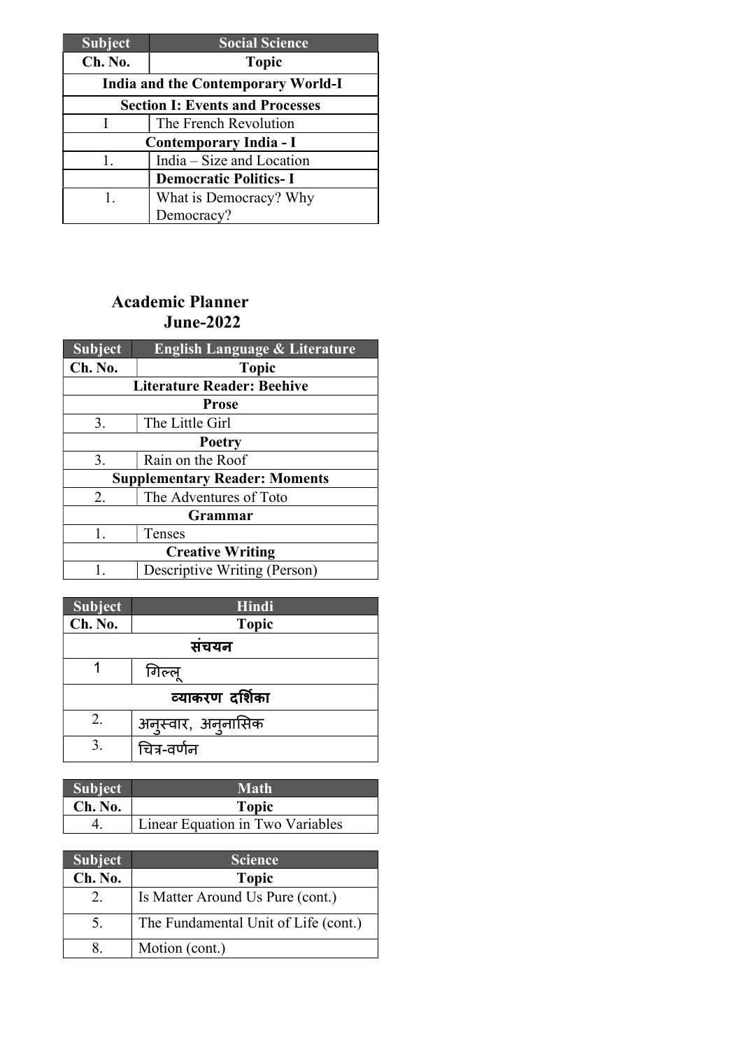| Subject | Social Science |
|---|---|
| **Ch. No.** | **Topic** |
| **India and the Contemporary World-I** | |
| **Section I: Events and Processes** | |
| I | The French Revolution |
| **Contemporary India - I** | |
| 1. | India – Size and Location |
| | **Democratic Politics- I** |
| 1. | What is Democracy? Why Democracy? |

## Academic Planner
## June-2022

| Subject | English Language & Literature |
|---|---|
| **Ch. No.** | **Topic** |
| **Literature Reader: Beehive** | |
| **Prose** | |
| 3. | The Little Girl |
| **Poetry** | |
| 3. | Rain on the Roof |
| **Supplementary Reader: Moments** | |
| 2. | The Adventures of Toto |
| **Grammar** | |
| 1. | Tenses |
| **Creative Writing** | |
| 1. | Descriptive Writing (Person) |

| Subject | Hindi |
|---|---|
| **Ch. No.** | **Topic** |
| **संचयन** | |
| 1 | गिल्लू |
| **व्याकरण दर्शिका** | |
| 2. | अनुस्वार, अनुनासिक |
| 3. | चित्र-वर्णन |

| Subject | Math |
|---|---|
| **Ch. No.** | **Topic** |
| 4. | Linear Equation in Two Variables |

| Subject | Science |
|---|---|
| **Ch. No.** | **Topic** |
| 2. | Is Matter Around Us Pure (cont.) |
| 5. | The Fundamental Unit of Life (cont.) |
| 8. | Motion (cont.) |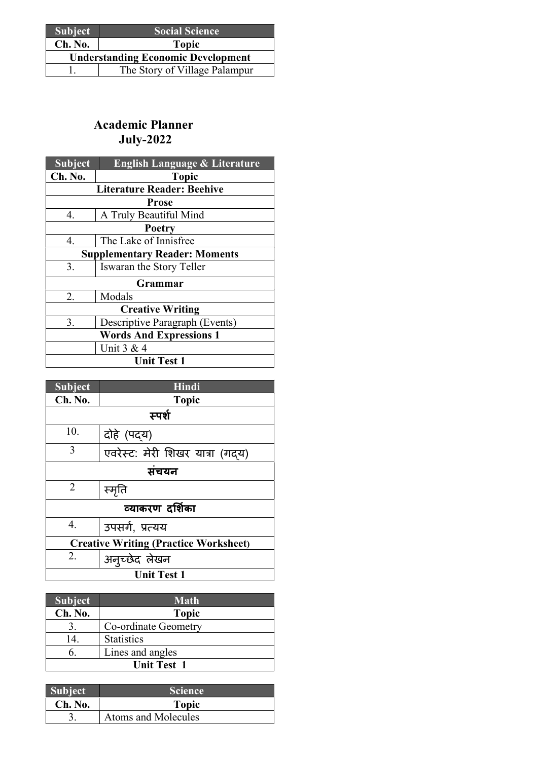| Subject | Social Science |
|---|---|
| **Ch. No.** | **Topic** |
| **Understanding Economic Development** | |
| 1. | The Story of Village Palampur |

## Academic Planner
## July-2022

| Subject | English Language & Literature |
|---|---|
| **Ch. No.** | **Topic** |
| **Literature Reader: Beehive** | |
| **Prose** | |
| 4. | A Truly Beautiful Mind |
| **Poetry** | |
| 4. | The Lake of Innisfree |
| **Supplementary Reader: Moments** | |
| 3. | Iswaran the Story Teller |
| **Grammar** | |
| 2. | Modals |
| **Creative Writing** | |
| 3. | Descriptive Paragraph (Events) |
| **Words And Expressions 1** | |
| | Unit 3 & 4 |
| **Unit Test 1** | |

| Subject | Hindi |
|---|---|
| **Ch. No.** | **Topic** |
| **स्पर्श** | |
| 10. | दोहे (पद्य) |
| 3 | एवरेस्ट: मेरी शिखर यात्रा (गद्य) |
| **संचयन** | |
| 2 | स्मृति |
| **व्याकरण दर्शिका** | |
| 4. | उपसर्ग, प्रत्यय |
| **Creative Writing (Practice Worksheet)** | |
| 2. | अनुच्छेद लेखन |
| **Unit Test 1** | |

| Subject | Math |
|---|---|
| **Ch. No.** | **Topic** |
| 3. | Co-ordinate Geometry |
| 14. | Statistics |
| 6. | Lines and angles |
| **Unit Test 1** | |

| Subject | Science |
|---|---|
| **Ch. No.** | **Topic** |
| 3. | Atoms and Molecules |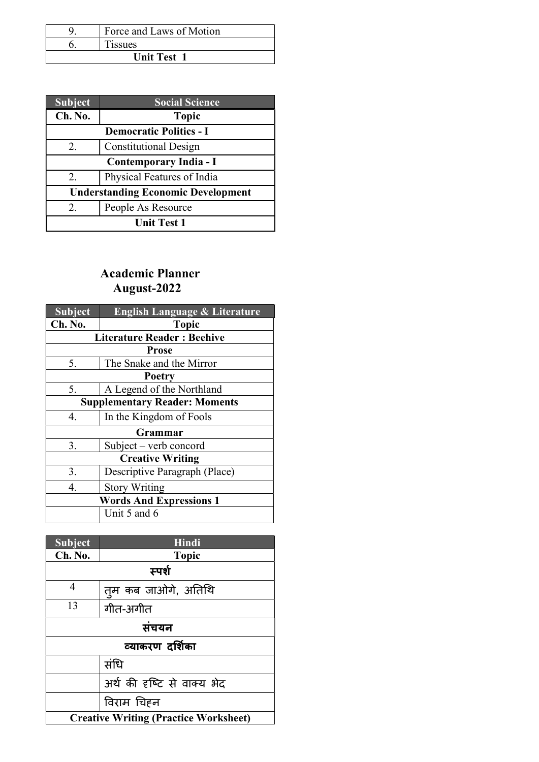| | |
|---|---|
| 9. | Force and Laws of Motion |
| 6. | Tissues |
| **Unit Test 1** | |

| **Subject** | **Social Science** |
|---|---|
| **Ch. No.** | **Topic** |
| **Democratic Politics - I** | |
| 2. | Constitutional Design |
| **Contemporary India - I** | |
| 2. | Physical Features of India |
| **Understanding Economic Development** | |
| 2. | People As Resource |
| **Unit Test 1** | |

## Academic Planner
## August-2022

| **Subject** | **English Language & Literature** |
|---|---|
| **Ch. No.** | **Topic** |
| **Literature Reader : Beehive** | |
| **Prose** | |
| 5. | The Snake and the Mirror |
| **Poetry** | |
| 5. | A Legend of the Northland |
| **Supplementary Reader: Moments** | |
| 4. | In the Kingdom of Fools |
| **Grammar** | |
| 3. | Subject – verb concord |
| **Creative Writing** | |
| 3. | Descriptive Paragraph (Place) |
| 4. | Story Writing |
| **Words And Expressions 1** | |
| | Unit 5 and 6 |

| **Subject** | **Hindi** |
|---|---|
| **Ch. No.** | **Topic** |
| **स्पर्श** | |
| 4 | तुम कब जाओगे, अतिथि |
| 13 | गीत-अगीत |
| **संचयन** | |
| **व्याकरण दर्शिका** | |
| | संधि |
| | अर्थ की दृष्टि से वाक्य भेद |
| | विराम चिह्न |
| **Creative Writing (Practice Worksheet)** | |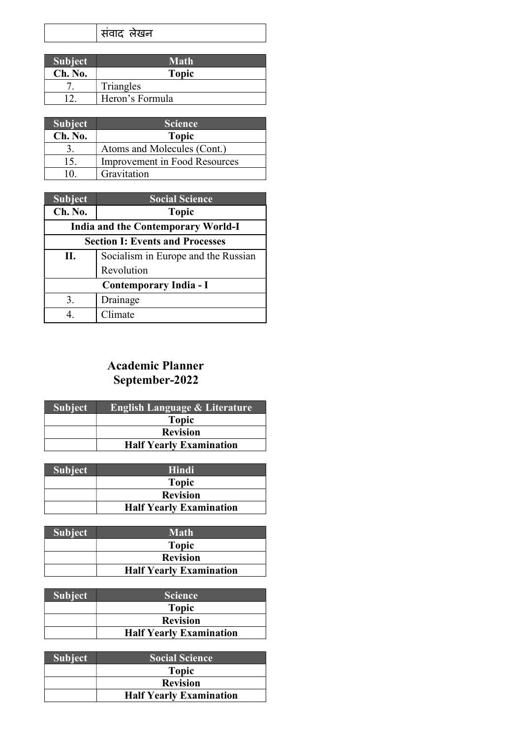| | संवाद लेखन |
|---|---|

| Subject | Math |
|---|---|
| **Ch. No.** | **Topic** |
| 7. | Triangles |
| 12. | Heron's Formula |

| Subject | Science |
|---|---|
| **Ch. No.** | **Topic** |
| 3. | Atoms and Molecules (Cont.) |
| 15. | Improvement in Food Resources |
| 10. | Gravitation |

| Subject | Social Science |
|---|---|
| **Ch. No.** | **Topic** |
| **India and the Contemporary World-I** | |
| **Section I: Events and Processes** | |
| **II.** | Socialism in Europe and the Russian Revolution |
| **Contemporary India - I** | |
| 3. | Drainage |
| 4. | Climate |

## Academic Planner
## September-2022

| Subject | English Language & Literature |
|---|---|
| | **Topic** |
| | **Revision** |
| | **Half Yearly Examination** |

| Subject | Hindi |
|---|---|
| | **Topic** |
| | **Revision** |
| | **Half Yearly Examination** |

| Subject | Math |
|---|---|
| | **Topic** |
| | **Revision** |
| | **Half Yearly Examination** |

| Subject | Science |
|---|---|
| | **Topic** |
| | **Revision** |
| | **Half Yearly Examination** |

| Subject | Social Science |
|---|---|
| | **Topic** |
| | **Revision** |
| | **Half Yearly Examination** |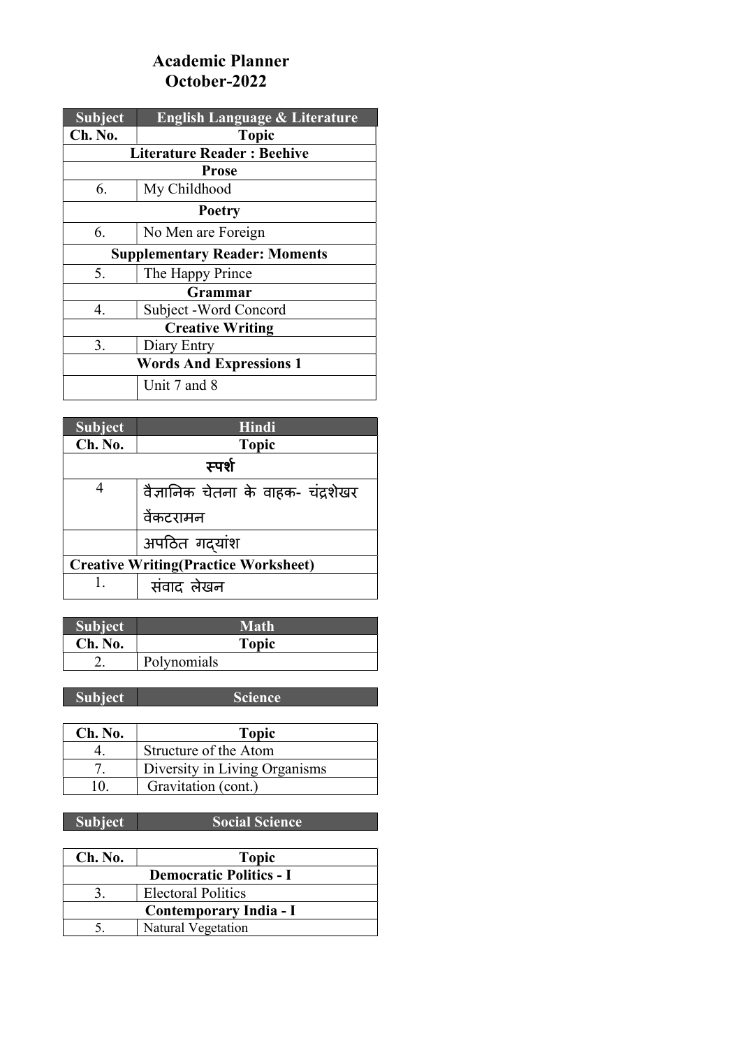# Academic Planner
## October-2022

| Subject | English Language & Literature |
|---|---|
| **Ch. No.** | **Topic** |
| **Literature Reader : Beehive** | |
| **Prose** | |
| 6. | My Childhood |
| **Poetry** | |
| 6. | No Men are Foreign |
| **Supplementary Reader: Moments** | |
| 5. | The Happy Prince |
| **Grammar** | |
| 4. | Subject -Word Concord |
| **Creative Writing** | |
| 3. | Diary Entry |
| **Words And Expressions 1** | |
| | Unit 7 and 8 |

| Subject | Hindi |
|---|---|
| **Ch. No.** | **Topic** |
| **स्पर्श** | |
| 4 | वैज्ञानिक चेतना के वाहक- चंद्रशेखर वेंकटरामन |
| | अपठित गद्यांश |
| **Creative Writing(Practice Worksheet)** | |
| 1. | संवाद लेखन |

| Subject | Math |
|---|---|
| **Ch. No.** | **Topic** |
| 2. | Polynomials |

| Subject | Science |
|---|---|
| **Ch. No.** | **Topic** |
| 4. | Structure of the Atom |
| 7. | Diversity in Living Organisms |
| 10. | Gravitation (cont.) |

| Subject | Social Science |
|---|---|
| **Ch. No.** | **Topic** |
| **Democratic Politics - I** | |
| 3. | Electoral Politics |
| **Contemporary India - I** | |
| 5. | Natural Vegetation |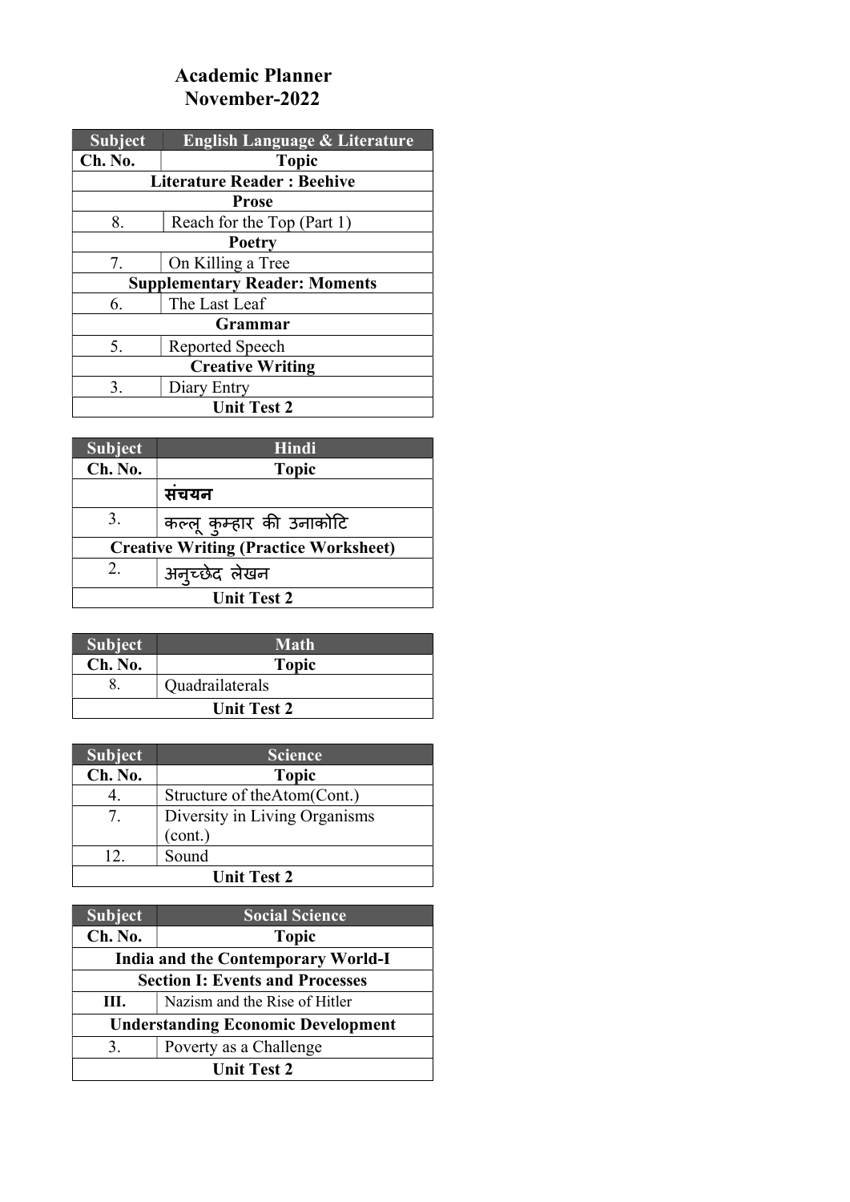# Academic Planner
## November-2022

| Subject | English Language & Literature |
|---|---|
| **Ch. No.** | **Topic** |
| **Literature Reader : Beehive** | |
| **Prose** | |
| 8. | Reach for the Top (Part 1) |
| **Poetry** | |
| 7. | On Killing a Tree |
| **Supplementary Reader: Moments** | |
| 6. | The Last Leaf |
| **Grammar** | |
| 5. | Reported Speech |
| **Creative Writing** | |
| 3. | Diary Entry |
| **Unit Test 2** | |

| Subject | Hindi |
|---|---|
| **Ch. No.** | **Topic** |
| | **संचयन** |
| 3. | कल्लू कुम्हार की उनाकोटि |
| **Creative Writing (Practice Worksheet)** | |
| 2. | अनुच्छेद लेखन |
| **Unit Test 2** | |

| Subject | Math |
|---|---|
| **Ch. No.** | **Topic** |
| 8. | Quadrailaterals |
| **Unit Test 2** | |

| Subject | Science |
|---|---|
| **Ch. No.** | **Topic** |
| 4. | Structure of theAtom(Cont.) |
| 7. | Diversity in Living Organisms (cont.) |
| 12. | Sound |
| **Unit Test 2** | |

| Subject | Social Science |
|---|---|
| **Ch. No.** | **Topic** |
| **India and the Contemporary World-I** | |
| **Section I: Events and Processes** | |
| **III.** | Nazism and the Rise of Hitler |
| **Understanding Economic Development** | |
| 3. | Poverty as a Challenge |
| **Unit Test 2** | |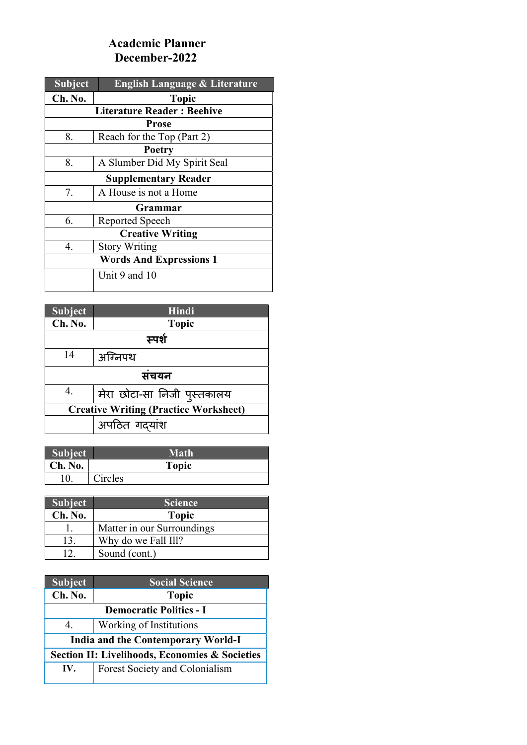# Academic Planner
# December-2022

| Subject | English Language & Literature |
|---|---|
| **Ch. No.** | **Topic** |
| **Literature Reader : Beehive** | |
| **Prose** | |
| 8. | Reach for the Top (Part 2) |
| **Poetry** | |
| 8. | A Slumber Did My Spirit Seal |
| **Supplementary Reader** | |
| 7. | A House is not a Home |
| **Grammar** | |
| 6. | Reported Speech |
| **Creative Writing** | |
| 4. | Story Writing |
| **Words And Expressions 1** | |
| | Unit 9 and 10 |

| Subject | Hindi |
|---|---|
| **Ch. No.** | **Topic** |
| **स्पर्श** | |
| 14 | अग्निपथ |
| **संचयन** | |
| 4. | मेरा छोटा-सा निजी पुस्तकालय |
| **Creative Writing (Practice Worksheet)** | |
| | अपठित गद्यांश |

| Subject | Math |
|---|---|
| **Ch. No.** | **Topic** |
| 10. | Circles |

| Subject | Science |
|---|---|
| **Ch. No.** | **Topic** |
| 1. | Matter in our Surroundings |
| 13. | Why do we Fall Ill? |
| 12. | Sound (cont.) |

| Subject | Social Science |
|---|---|
| **Ch. No.** | **Topic** |
| **Democratic Politics - I** | |
| 4. | Working of Institutions |
| **India and the Contemporary World-I** | |
| **Section II: Livelihoods, Economies & Societies** | |
| **IV.** | Forest Society and Colonialism |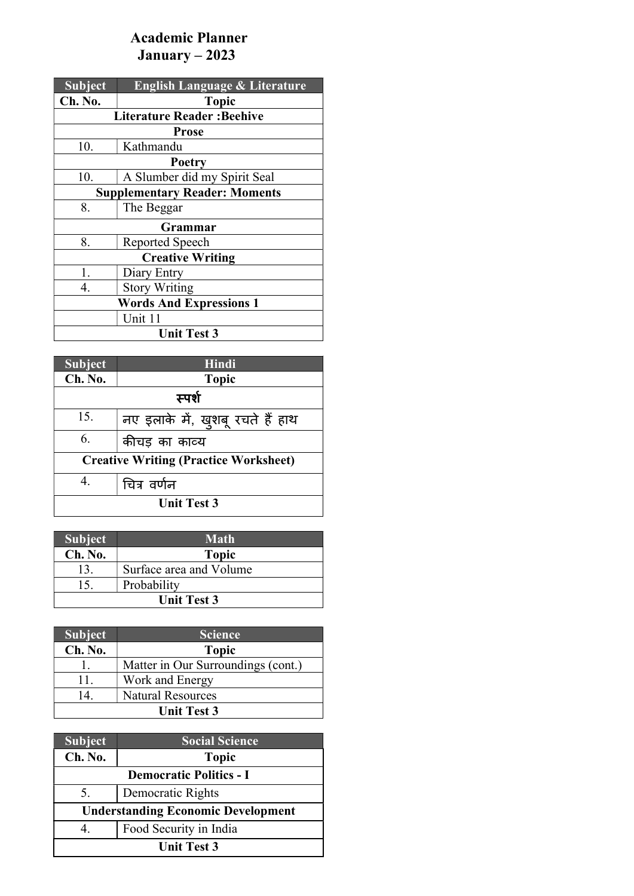# Academic Planner
# January – 2023

| Subject | English Language & Literature |
|---|---|
| **Ch. No.** | **Topic** |
| **Literature Reader :Beehive** | |
| **Prose** | |
| 10. | Kathmandu |
| **Poetry** | |
| 10. | A Slumber did my Spirit Seal |
| **Supplementary Reader: Moments** | |
| 8. | The Beggar |
| **Grammar** | |
| 8. | Reported Speech |
| **Creative Writing** | |
| 1. | Diary Entry |
| 4. | Story Writing |
| **Words And Expressions 1** | |
| | Unit 11 |
| **Unit Test 3** | |

| Subject | Hindi |
|---|---|
| **Ch. No.** | **Topic** |
| **स्पर्श** | |
| 15. | नए इलाके में, खुशबू रचते हैं हाथ |
| 6. | कीचड़ का काव्य |
| **Creative Writing (Practice Worksheet)** | |
| 4. | चित्र वर्णन |
| **Unit Test 3** | |

| Subject | Math |
|---|---|
| **Ch. No.** | **Topic** |
| 13. | Surface area and Volume |
| 15. | Probability |
| **Unit Test 3** | |

| Subject | Science |
|---|---|
| **Ch. No.** | **Topic** |
| 1. | Matter in Our Surroundings (cont.) |
| 11. | Work and Energy |
| 14. | Natural Resources |
| **Unit Test 3** | |

| Subject | Social Science |
|---|---|
| **Ch. No.** | **Topic** |
| **Democratic Politics - I** | |
| 5. | Democratic Rights |
| **Understanding Economic Development** | |
| 4. | Food Security in India |
| **Unit Test 3** | |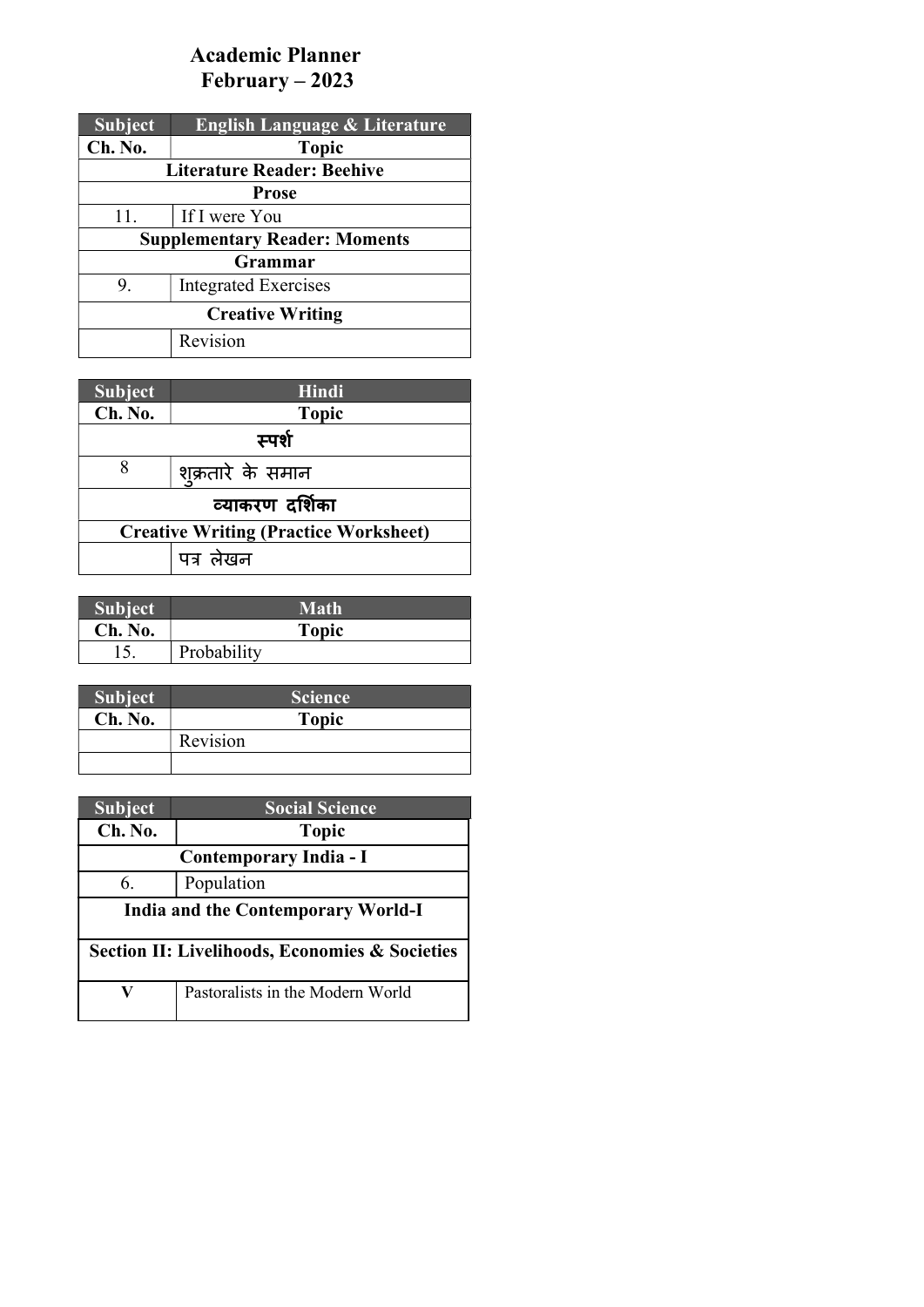# Academic Planner
## February – 2023

| Subject | English Language & Literature |
|---|---|
| **Ch. No.** | **Topic** |
| **Literature Reader: Beehive** | |
| **Prose** | |
| 11. | If I were You |
| **Supplementary Reader: Moments** | |
| **Grammar** | |
| 9. | Integrated Exercises |
| **Creative Writing** | |
| | Revision |

| Subject | Hindi |
|---|---|
| **Ch. No.** | **Topic** |
| **स्पर्श** | |
| 8 | शुक्रतारे के समान |
| **व्याकरण दर्शिका** | |
| **Creative Writing (Practice Worksheet)** | |
| | पत्र लेखन |

| Subject | Math |
|---|---|
| **Ch. No.** | **Topic** |
| 15. | Probability |

| Subject | Science |
|---|---|
| **Ch. No.** | **Topic** |
| | Revision |
| | |

| Subject | Social Science |
|---|---|
| **Ch. No.** | **Topic** |
| **Contemporary India - I** | |
| 6. | Population |
| **India and the Contemporary World-I** | |
| **Section II: Livelihoods, Economies & Societies** | |
| **V** | Pastoralists in the Modern World |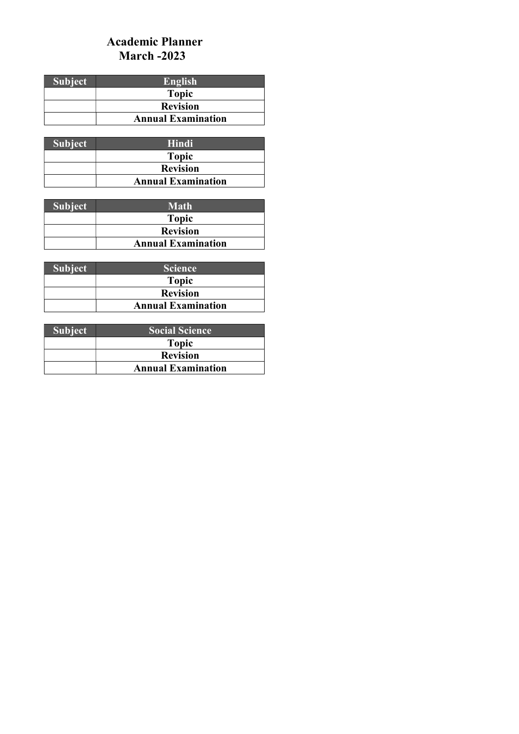# Academic Planner
## March -2023

| Subject | English |
|---|---|
| | Topic |
| | Revision |
| | Annual Examination |

| Subject | Hindi |
|---|---|
| | Topic |
| | Revision |
| | Annual Examination |

| Subject | Math |
|---|---|
| | Topic |
| | Revision |
| | Annual Examination |

| Subject | Science |
|---|---|
| | Topic |
| | Revision |
| | Annual Examination |

| Subject | Social Science |
|---|---|
| | Topic |
| | Revision |
| | Annual Examination |